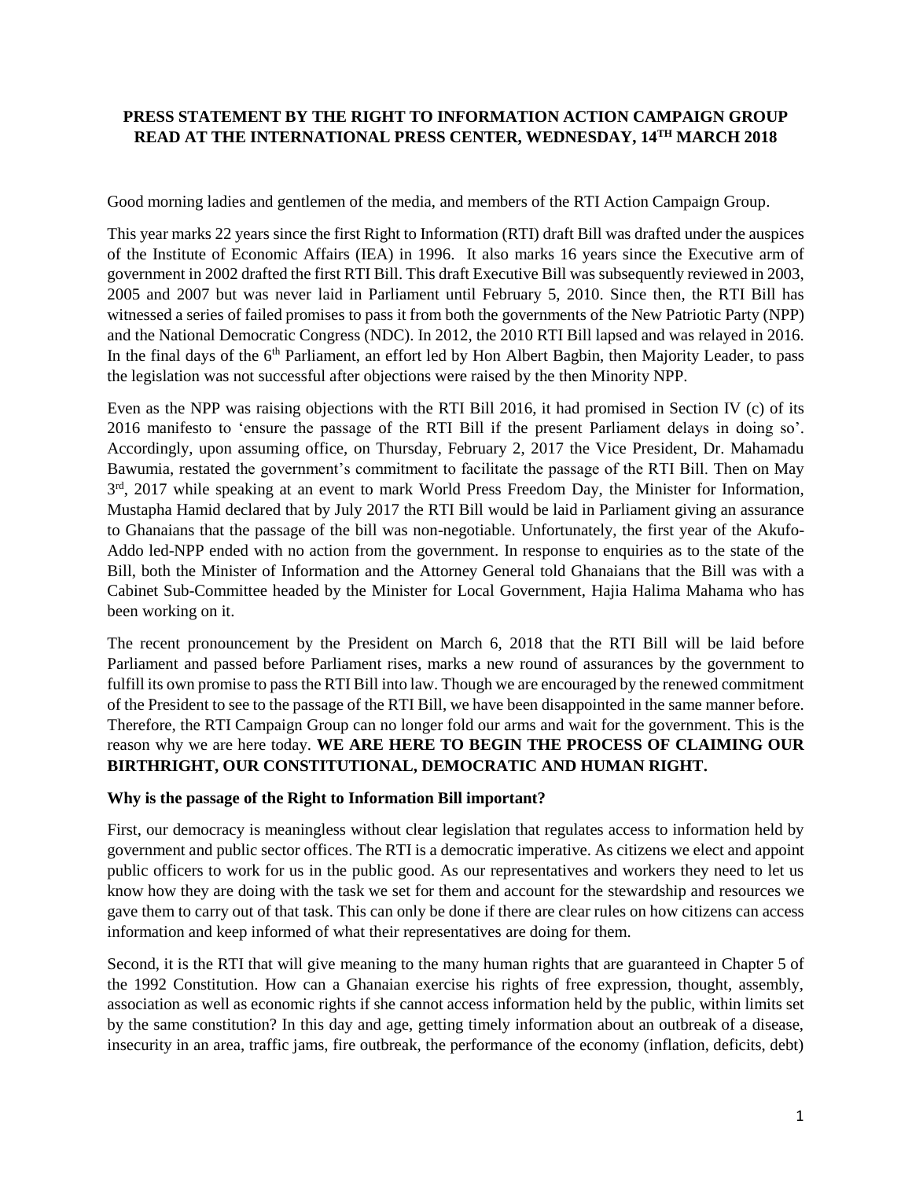**PRESS STATEMENT BY THE RIGHT TO INFORMATION ACTION CAMPAIGN GROUP READ AT THE INTERNATIONAL PRESS CENTER, WEDNESDAY, 14TH MARCH 2018**

Good morning ladies and gentlemen of the media, and members of the RTI Action Campaign Group.

This year marks 22 years since the first Right to Information (RTI) draft Bill was drafted under the auspices of the Institute of Economic Affairs (IEA) in 1996. It also marks 16 years since the Executive arm of government in 2002 drafted the first RTI Bill. This draft Executive Bill was subsequently reviewed in 2003, 2005 and 2007 but was never laid in Parliament until February 5, 2010. Since then, the RTI Bill has witnessed a series of failed promises to pass it from both the governments of the New Patriotic Party (NPP) and the National Democratic Congress (NDC). In 2012, the 2010 RTI Bill lapsed and was relayed in 2016. In the final days of the 6th Parliament, an effort led by Hon Albert Bagbin, then Majority Leader, to pass the legislation was not successful after objections were raised by the then Minority NPP.

Even as the NPP was raising objections with the RTI Bill 2016, it had promised in Section IV (c) of its 2016 manifesto to 'ensure the passage of the RTI Bill if the present Parliament delays in doing so'. Accordingly, upon assuming office, on Thursday, February 2, 2017 the Vice President, Dr. Mahamadu Bawumia, restated the government's commitment to facilitate the passage of the RTI Bill. Then on May 3rd, 2017 while speaking at an event to mark World Press Freedom Day, the Minister for Information, Mustapha Hamid declared that by July 2017 the RTI Bill would be laid in Parliament giving an assurance to Ghanaians that the passage of the bill was non-negotiable. Unfortunately, the first year of the Akufo-Addo led-NPP ended with no action from the government. In response to enquiries as to the state of the Bill, both the Minister of Information and the Attorney General told Ghanaians that the Bill was with a Cabinet Sub-Committee headed by the Minister for Local Government, Hajia Halima Mahama who has been working on it.

The recent pronouncement by the President on March 6, 2018 that the RTI Bill will be laid before Parliament and passed before Parliament rises, marks a new round of assurances by the government to fulfill its own promise to pass the RTI Bill into law. Though we are encouraged by the renewed commitment of the President to see to the passage of the RTI Bill, we have been disappointed in the same manner before. Therefore, the RTI Campaign Group can no longer fold our arms and wait for the government. This is the reason why we are here today. **WE ARE HERE TO BEGIN THE PROCESS OF CLAIMING OUR BIRTHRIGHT, OUR CONSTITUTIONAL, DEMOCRATIC AND HUMAN RIGHT.**

**Why is the passage of the Right to Information Bill important?**

First, our democracy is meaningless without clear legislation that regulates access to information held by government and public sector offices. The RTI is a democratic imperative. As citizens we elect and appoint public officers to work for us in the public good. As our representatives and workers they need to let us know how they are doing with the task we set for them and account for the stewardship and resources we gave them to carry out of that task. This can only be done if there are clear rules on how citizens can access information and keep informed of what their representatives are doing for them.

Second, it is the RTI that will give meaning to the many human rights that are guaranteed in Chapter 5 of the 1992 Constitution. How can a Ghanaian exercise his rights of free expression, thought, assembly, association as well as economic rights if she cannot access information held by the public, within limits set by the same constitution? In this day and age, getting timely information about an outbreak of a disease, insecurity in an area, traffic jams, fire outbreak, the performance of the economy (inflation, deficits, debt)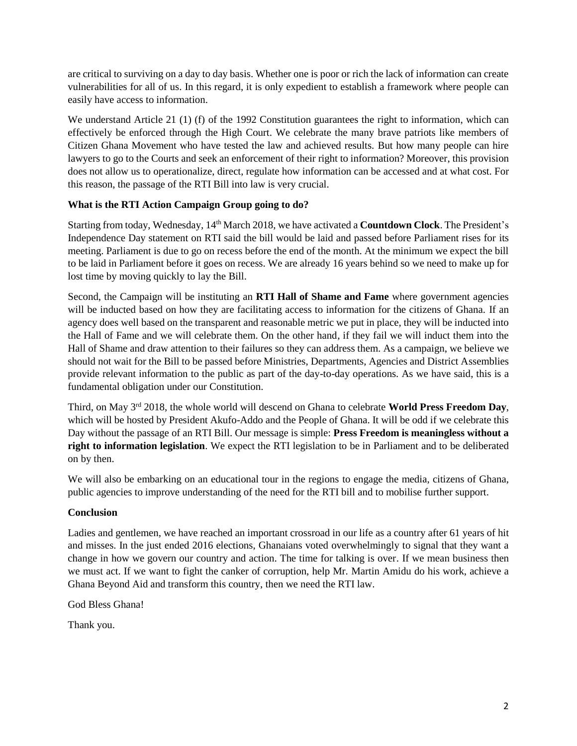are critical to surviving on a day to day basis. Whether one is poor or rich the lack of information can create vulnerabilities for all of us. In this regard, it is only expedient to establish a framework where people can easily have access to information.

We understand Article 21 (1) (f) of the 1992 Constitution guarantees the right to information, which can effectively be enforced through the High Court. We celebrate the many brave patriots like members of Citizen Ghana Movement who have tested the law and achieved results. But how many people can hire lawyers to go to the Courts and seek an enforcement of their right to information? Moreover, this provision does not allow us to operationalize, direct, regulate how information can be accessed and at what cost. For this reason, the passage of the RTI Bill into law is very crucial.

**What is the RTI Action Campaign Group going to do?**

Starting from today, Wednesday, 14th March 2018, we have activated a **Countdown Clock**. The President's Independence Day statement on RTI said the bill would be laid and passed before Parliament rises for its meeting. Parliament is due to go on recess before the end of the month. At the minimum we expect the bill to be laid in Parliament before it goes on recess. We are already 16 years behind so we need to make up for lost time by moving quickly to lay the Bill.

Second, the Campaign will be instituting an **RTI Hall of Shame and Fame** where government agencies will be inducted based on how they are facilitating access to information for the citizens of Ghana. If an agency does well based on the transparent and reasonable metric we put in place, they will be inducted into the Hall of Fame and we will celebrate them. On the other hand, if they fail we will induct them into the Hall of Shame and draw attention to their failures so they can address them. As a campaign, we believe we should not wait for the Bill to be passed before Ministries, Departments, Agencies and District Assemblies provide relevant information to the public as part of the day-to-day operations. As we have said, this is a fundamental obligation under our Constitution.

Third, on May 3rd 2018, the whole world will descend on Ghana to celebrate **World Press Freedom Day**, which will be hosted by President Akufo-Addo and the People of Ghana. It will be odd if we celebrate this Day without the passage of an RTI Bill. Our message is simple: **Press Freedom is meaningless without a right to information legislation**. We expect the RTI legislation to be in Parliament and to be deliberated on by then.

We will also be embarking on an educational tour in the regions to engage the media, citizens of Ghana, public agencies to improve understanding of the need for the RTI bill and to mobilise further support.

**Conclusion**

Ladies and gentlemen, we have reached an important crossroad in our life as a country after 61 years of hit and misses. In the just ended 2016 elections, Ghanaians voted overwhelmingly to signal that they want a change in how we govern our country and action. The time for talking is over. If we mean business then we must act. If we want to fight the canker of corruption, help Mr. Martin Amidu do his work, achieve a Ghana Beyond Aid and transform this country, then we need the RTI law.

God Bless Ghana!

Thank you.